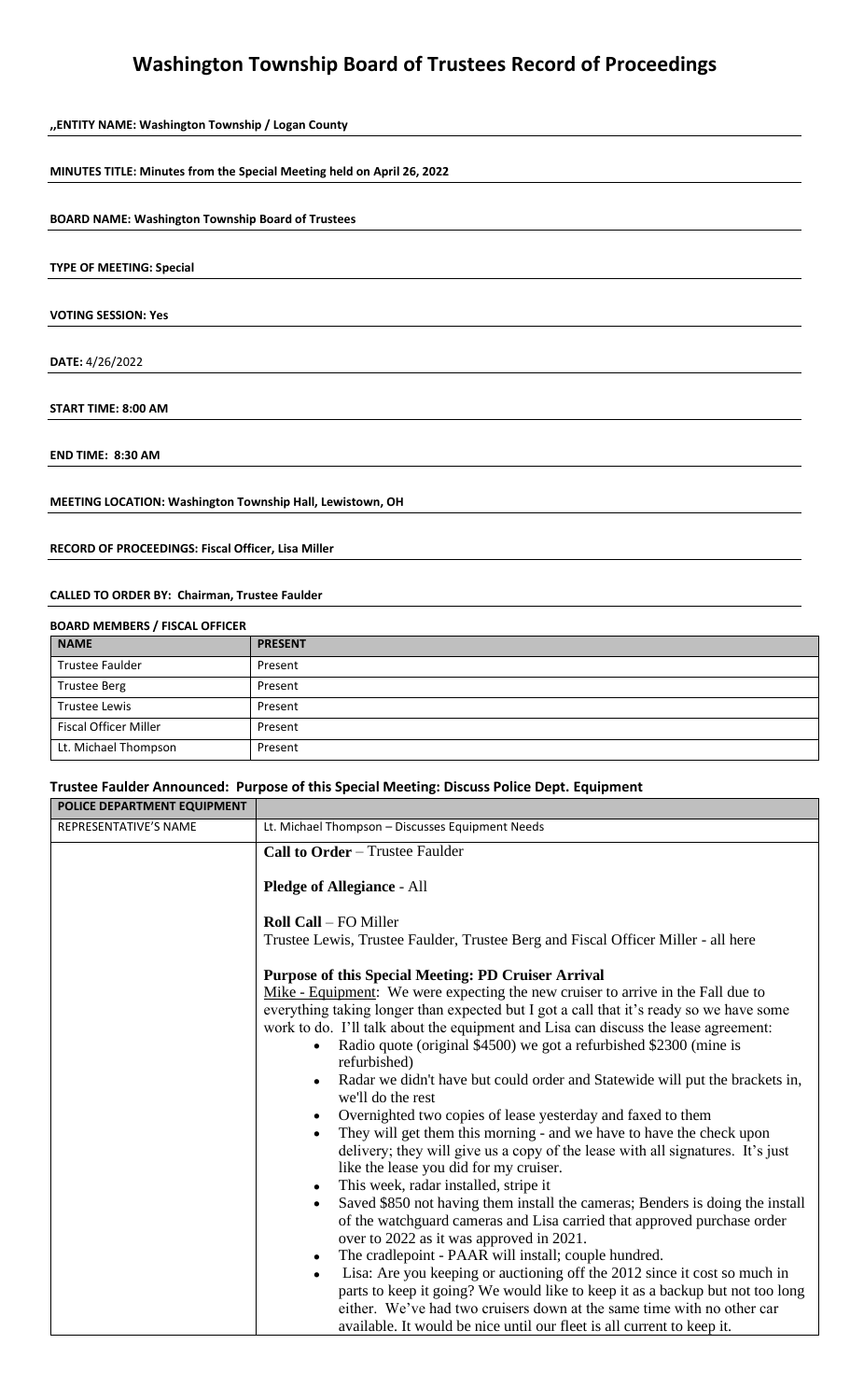# Washington Township Board of Trustees Record of Proceedings

**,,ENTITY NAME: Washington Township / Logan County**

**MINUTES TITLE: Minutes from the Special Meeting held on April 26, 2022**

**BOARD NAME: Washington Township Board of Trustees**

**TYPE OF MEETING: Special**

**VOTING SESSION: Yes**

**DATE:** 4/26/2022

**START TIME: 8:00 AM**

**END TIME: 8:30 AM**

**MEETING LOCATION: Washington Township Hall, Lewistown, OH**

**RECORD OF PROCEEDINGS: Fiscal Officer, Lisa Miller**

**CALLED TO ORDER BY: Chairman, Trustee Faulder**

**BOARD MEMBERS / FISCAL OFFICER**

| NAME | PRESENT |
|---|---|
| Trustee Faulder | Present |
| Trustee Berg | Present |
| Trustee Lewis | Present |
| Fiscal Officer Miller | Present |
| Lt. Michael Thompson | Present |

**Trustee Faulder Announced: Purpose of this Special Meeting: Discuss Police Dept. Equipment**

| POLICE DEPARTMENT EQUIPMENT | |
|---|---|
| REPRESENTATIVE'S NAME | Lt. Michael Thompson – Discusses Equipment Needs |
| | **Call to Order** – Trustee Faulder<br><br>**Pledge of Allegiance** - All<br><br>**Roll Call** – FO Miller<br>Trustee Lewis, Trustee Faulder, Trustee Berg and Fiscal Officer Miller - all here<br><br>**Purpose of this Special Meeting: PD Cruiser Arrival**<br>Mike - Equipment: We were expecting the new cruiser to arrive in the Fall due to everything taking longer than expected but I got a call that it's ready so we have some work to do. I'll talk about the equipment and Lisa can discuss the lease agreement:<br>• Radio quote (original \$4500) we got a refurbished \$2300 (mine is refurbished)<br>• Radar we didn't have but could order and Statewide will put the brackets in, we'll do the rest<br>• Overnighted two copies of lease yesterday and faxed to them<br>• They will get them this morning - and we have to have the check upon delivery; they will give us a copy of the lease with all signatures. It's just like the lease you did for my cruiser.<br>• This week, radar installed, stripe it<br>• Saved \$850 not having them install the cameras; Benders is doing the install of the watchguard cameras and Lisa carried that approved purchase order over to 2022 as it was approved in 2021.<br>• The cradlepoint - PAAR will install; couple hundred.<br>• Lisa: Are you keeping or auctioning off the 2012 since it cost so much in parts to keep it going? We would like to keep it as a backup but not too long either. We've had two cruisers down at the same time with no other car available. It would be nice until our fleet is all current to keep it. |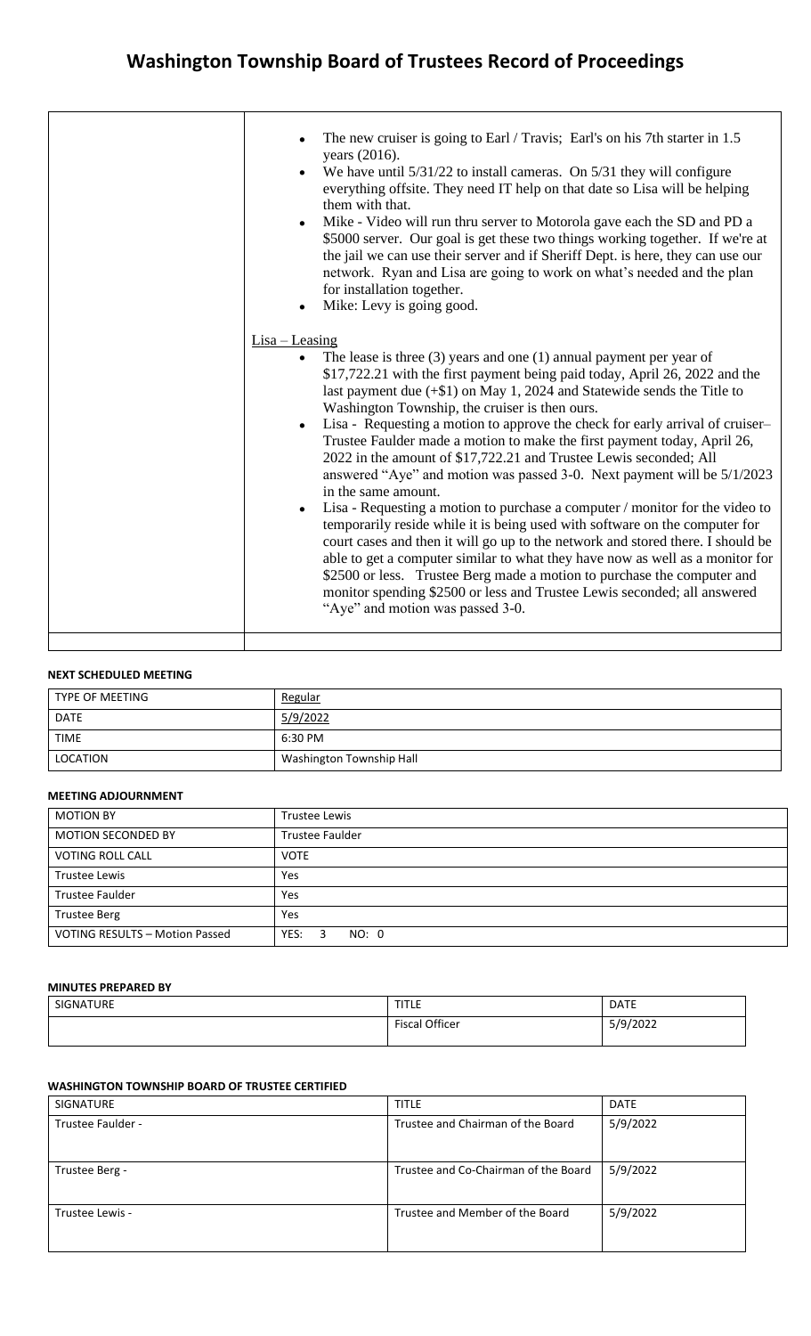# Washington Township Board of Trustees Record of Proceedings

| | |
|---|---|
| | • The new cruiser is going to Earl / Travis; Earl's on his 7th starter in 1.5 years (2016).<br>• We have until 5/31/22 to install cameras. On 5/31 they will configure everything offsite. They need IT help on that date so Lisa will be helping them with that.<br>• Mike - Video will run thru server to Motorola gave each the SD and PD a $5000 server. Our goal is get these two things working together. If we're at the jail we can use their server and if Sheriff Dept. is here, they can use our network. Ryan and Lisa are going to work on what's needed and the plan for installation together.<br>• Mike: Levy is going good.<br><br>Lisa – Leasing<br>• The lease is three (3) years and one (1) annual payment per year of $17,722.21 with the first payment being paid today, April 26, 2022 and the last payment due (+$1) on May 1, 2024 and Statewide sends the Title to Washington Township, the cruiser is then ours.<br>• Lisa - Requesting a motion to approve the check for early arrival of cruiser– Trustee Faulder made a motion to make the first payment today, April 26, 2022 in the amount of $17,722.21 and Trustee Lewis seconded; All answered "Aye" and motion was passed 3-0. Next payment will be 5/1/2023 in the same amount.<br>• Lisa - Requesting a motion to purchase a computer / monitor for the video to temporarily reside while it is being used with software on the computer for court cases and then it will go up to the network and stored there. I should be able to get a computer similar to what they have now as well as a monitor for $2500 or less. Trustee Berg made a motion to purchase the computer and monitor spending $2500 or less and Trustee Lewis seconded; all answered "Aye" and motion was passed 3-0. |
| | |

#### NEXT SCHEDULED MEETING

| | |
|---|---|
| TYPE OF MEETING | Regular |
| DATE | 5/9/2022 |
| TIME | 6:30 PM |
| LOCATION | Washington Township Hall |

#### MEETING ADJOURNMENT

| | |
|---|---|
| MOTION BY | Trustee Lewis |
| MOTION SECONDED BY | Trustee Faulder |
| VOTING ROLL CALL | VOTE |
| Trustee Lewis | Yes |
| Trustee Faulder | Yes |
| Trustee Berg | Yes |
| VOTING RESULTS – Motion Passed | YES: 3 NO: 0 |

#### MINUTES PREPARED BY

| SIGNATURE | TITLE | DATE |
|---|---|---|
| | Fiscal Officer | 5/9/2022 |

#### WASHINGTON TOWNSHIP BOARD OF TRUSTEE CERTIFIED

| SIGNATURE | TITLE | DATE |
|---|---|---|
| Trustee Faulder - | Trustee and Chairman of the Board | 5/9/2022 |
| Trustee Berg - | Trustee and Co-Chairman of the Board | 5/9/2022 |
| Trustee Lewis - | Trustee and Member of the Board | 5/9/2022 |